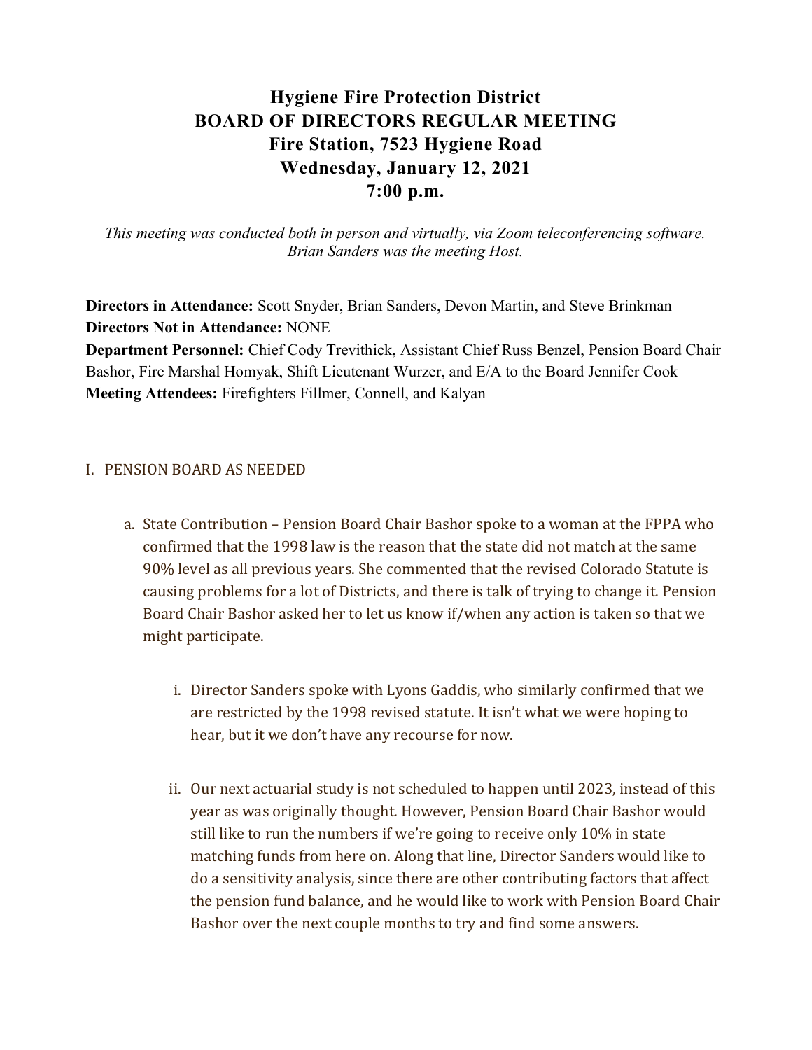# Hygiene Fire Protection District
# BOARD OF DIRECTORS REGULAR MEETING
## Fire Station, 7523 Hygiene Road
## Wednesday, January 12, 2021
## 7:00 p.m.

*This meeting was conducted both in person and virtually, via Zoom teleconferencing software. Brian Sanders was the meeting Host.*

**Directors in Attendance:** Scott Snyder, Brian Sanders, Devon Martin, and Steve Brinkman
**Directors Not in Attendance:** NONE
**Department Personnel:** Chief Cody Trevithick, Assistant Chief Russ Benzel, Pension Board Chair Bashor, Fire Marshal Homyak, Shift Lieutenant Wurzer, and E/A to the Board Jennifer Cook
**Meeting Attendees:** Firefighters Fillmer, Connell, and Kalyan

I. PENSION BOARD AS NEEDED

a. State Contribution – Pension Board Chair Bashor spoke to a woman at the FPPA who confirmed that the 1998 law is the reason that the state did not match at the same 90% level as all previous years. She commented that the revised Colorado Statute is causing problems for a lot of Districts, and there is talk of trying to change it. Pension Board Chair Bashor asked her to let us know if/when any action is taken so that we might participate.

i. Director Sanders spoke with Lyons Gaddis, who similarly confirmed that we are restricted by the 1998 revised statute. It isn't what we were hoping to hear, but it we don't have any recourse for now.

ii. Our next actuarial study is not scheduled to happen until 2023, instead of this year as was originally thought. However, Pension Board Chair Bashor would still like to run the numbers if we're going to receive only 10% in state matching funds from here on. Along that line, Director Sanders would like to do a sensitivity analysis, since there are other contributing factors that affect the pension fund balance, and he would like to work with Pension Board Chair Bashor over the next couple months to try and find some answers.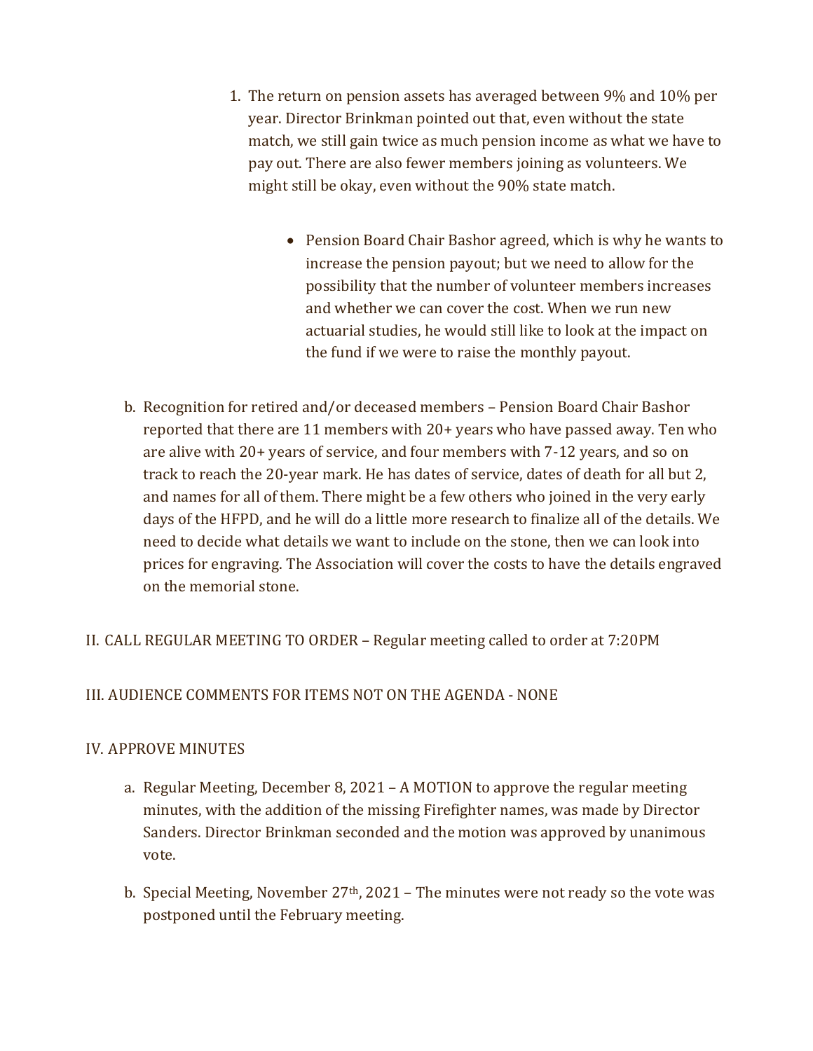1. The return on pension assets has averaged between 9% and 10% per year. Director Brinkman pointed out that, even without the state match, we still gain twice as much pension income as what we have to pay out. There are also fewer members joining as volunteers. We might still be okay, even without the 90% state match.

    - Pension Board Chair Bashor agreed, which is why he wants to increase the pension payout; but we need to allow for the possibility that the number of volunteer members increases and whether we can cover the cost. When we run new actuarial studies, he would still like to look at the impact on the fund if we were to raise the monthly payout.

b. Recognition for retired and/or deceased members – Pension Board Chair Bashor reported that there are 11 members with 20+ years who have passed away. Ten who are alive with 20+ years of service, and four members with 7-12 years, and so on track to reach the 20-year mark. He has dates of service, dates of death for all but 2, and names for all of them. There might be a few others who joined in the very early days of the HFPD, and he will do a little more research to finalize all of the details. We need to decide what details we want to include on the stone, then we can look into prices for engraving. The Association will cover the costs to have the details engraved on the memorial stone.

II. CALL REGULAR MEETING TO ORDER – Regular meeting called to order at 7:20PM

III. AUDIENCE COMMENTS FOR ITEMS NOT ON THE AGENDA - NONE

IV. APPROVE MINUTES

a. Regular Meeting, December 8, 2021 – A MOTION to approve the regular meeting minutes, with the addition of the missing Firefighter names, was made by Director Sanders. Director Brinkman seconded and the motion was approved by unanimous vote.

b. Special Meeting, November 27th, 2021 – The minutes were not ready so the vote was postponed until the February meeting.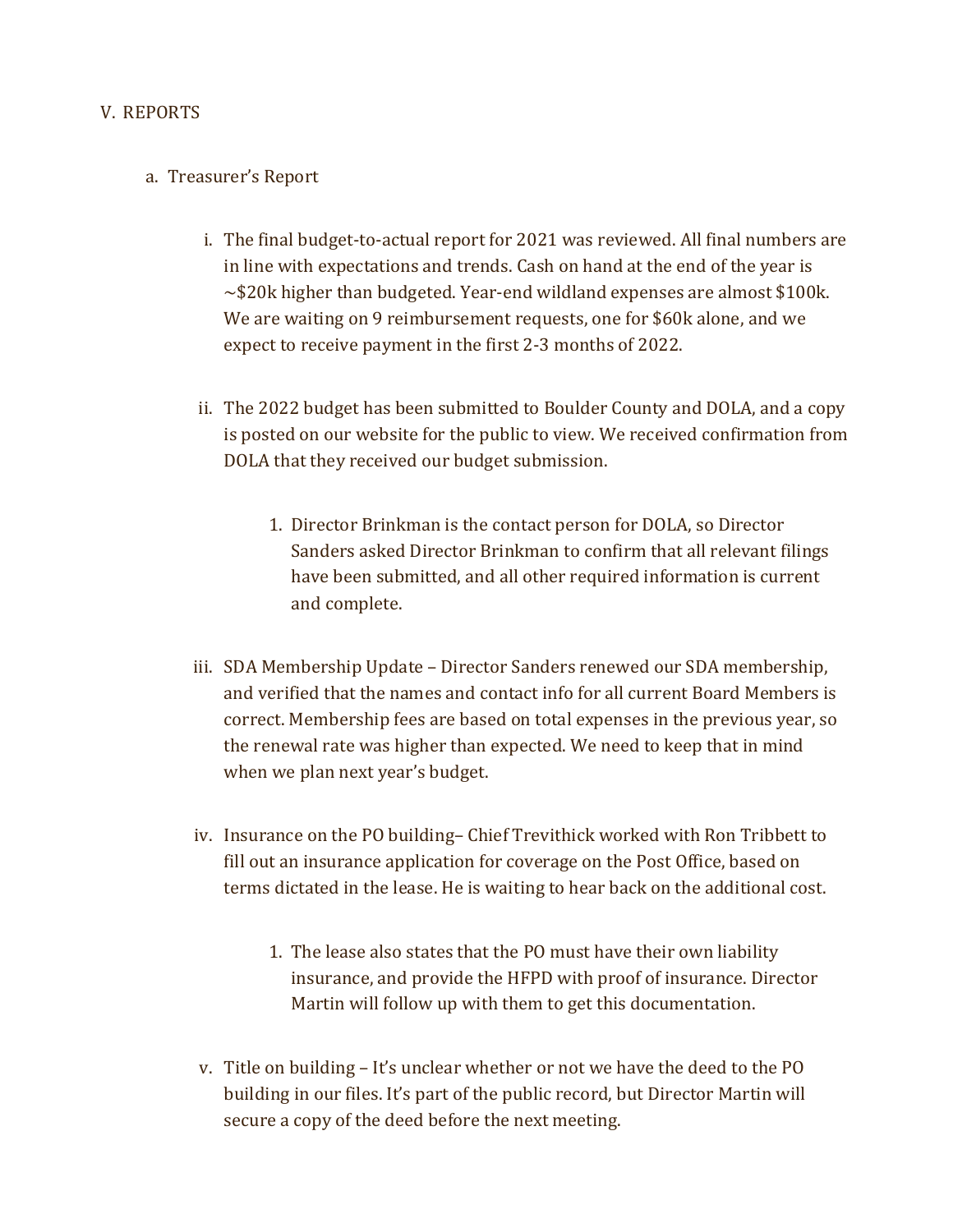V. REPORTS

a. Treasurer's Report

i. The final budget-to-actual report for 2021 was reviewed. All final numbers are in line with expectations and trends. Cash on hand at the end of the year is ~$20k higher than budgeted. Year-end wildland expenses are almost $100k. We are waiting on 9 reimbursement requests, one for $60k alone, and we expect to receive payment in the first 2-3 months of 2022.

ii. The 2022 budget has been submitted to Boulder County and DOLA, and a copy is posted on our website for the public to view. We received confirmation from DOLA that they received our budget submission.

1. Director Brinkman is the contact person for DOLA, so Director Sanders asked Director Brinkman to confirm that all relevant filings have been submitted, and all other required information is current and complete.

iii. SDA Membership Update – Director Sanders renewed our SDA membership, and verified that the names and contact info for all current Board Members is correct. Membership fees are based on total expenses in the previous year, so the renewal rate was higher than expected. We need to keep that in mind when we plan next year's budget.

iv. Insurance on the PO building– Chief Trevithick worked with Ron Tribbett to fill out an insurance application for coverage on the Post Office, based on terms dictated in the lease. He is waiting to hear back on the additional cost.

1. The lease also states that the PO must have their own liability insurance, and provide the HFPD with proof of insurance. Director Martin will follow up with them to get this documentation.

v. Title on building – It's unclear whether or not we have the deed to the PO building in our files. It's part of the public record, but Director Martin will secure a copy of the deed before the next meeting.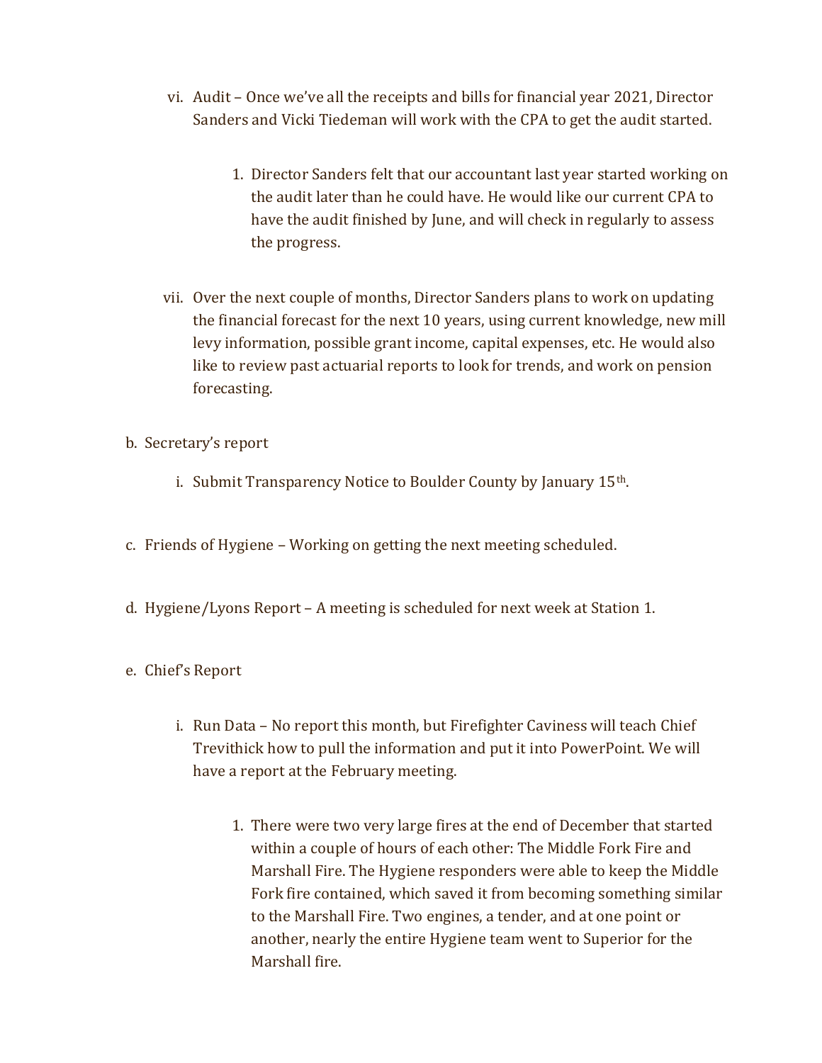vi. Audit – Once we've all the receipts and bills for financial year 2021, Director Sanders and Vicki Tiedeman will work with the CPA to get the audit started.

    1. Director Sanders felt that our accountant last year started working on the audit later than he could have. He would like our current CPA to have the audit finished by June, and will check in regularly to assess the progress.

vii. Over the next couple of months, Director Sanders plans to work on updating the financial forecast for the next 10 years, using current knowledge, new mill levy information, possible grant income, capital expenses, etc. He would also like to review past actuarial reports to look for trends, and work on pension forecasting.

b. Secretary's report

    i. Submit Transparency Notice to Boulder County by January 15th.

c. Friends of Hygiene – Working on getting the next meeting scheduled.

d. Hygiene/Lyons Report – A meeting is scheduled for next week at Station 1.

e. Chief's Report

    i. Run Data – No report this month, but Firefighter Caviness will teach Chief Trevithick how to pull the information and put it into PowerPoint. We will have a report at the February meeting.

        1. There were two very large fires at the end of December that started within a couple of hours of each other: The Middle Fork Fire and Marshall Fire. The Hygiene responders were able to keep the Middle Fork fire contained, which saved it from becoming something similar to the Marshall Fire. Two engines, a tender, and at one point or another, nearly the entire Hygiene team went to Superior for the Marshall fire.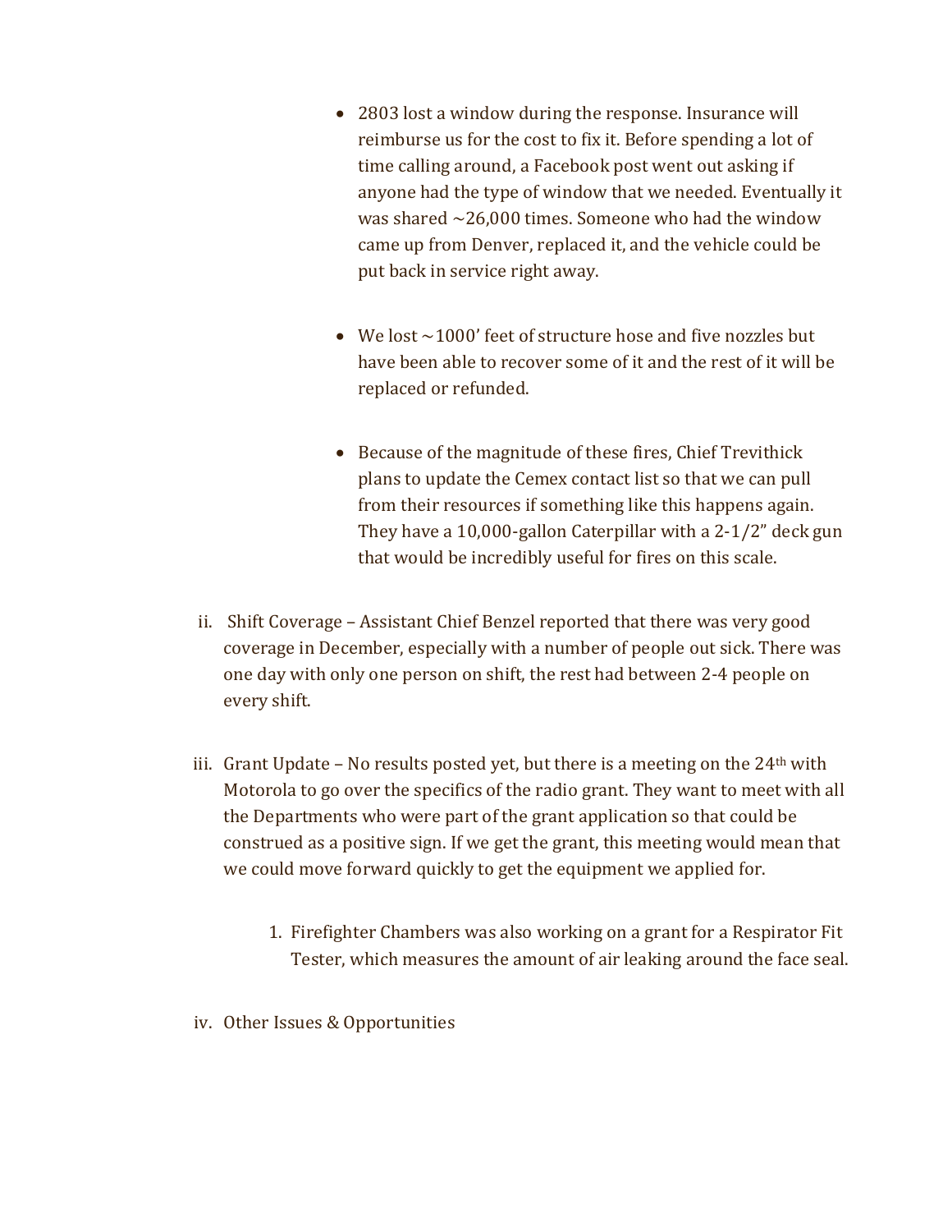- 2803 lost a window during the response. Insurance will reimburse us for the cost to fix it. Before spending a lot of time calling around, a Facebook post went out asking if anyone had the type of window that we needed. Eventually it was shared ~26,000 times. Someone who had the window came up from Denver, replaced it, and the vehicle could be put back in service right away.

- We lost ~1000' feet of structure hose and five nozzles but have been able to recover some of it and the rest of it will be replaced or refunded.

- Because of the magnitude of these fires, Chief Trevithick plans to update the Cemex contact list so that we can pull from their resources if something like this happens again. They have a 10,000-gallon Caterpillar with a 2-1/2" deck gun that would be incredibly useful for fires on this scale.

ii. Shift Coverage – Assistant Chief Benzel reported that there was very good coverage in December, especially with a number of people out sick. There was one day with only one person on shift, the rest had between 2-4 people on every shift.

iii. Grant Update – No results posted yet, but there is a meeting on the 24th with Motorola to go over the specifics of the radio grant. They want to meet with all the Departments who were part of the grant application so that could be construed as a positive sign. If we get the grant, this meeting would mean that we could move forward quickly to get the equipment we applied for.

   1. Firefighter Chambers was also working on a grant for a Respirator Fit Tester, which measures the amount of air leaking around the face seal.

iv. Other Issues & Opportunities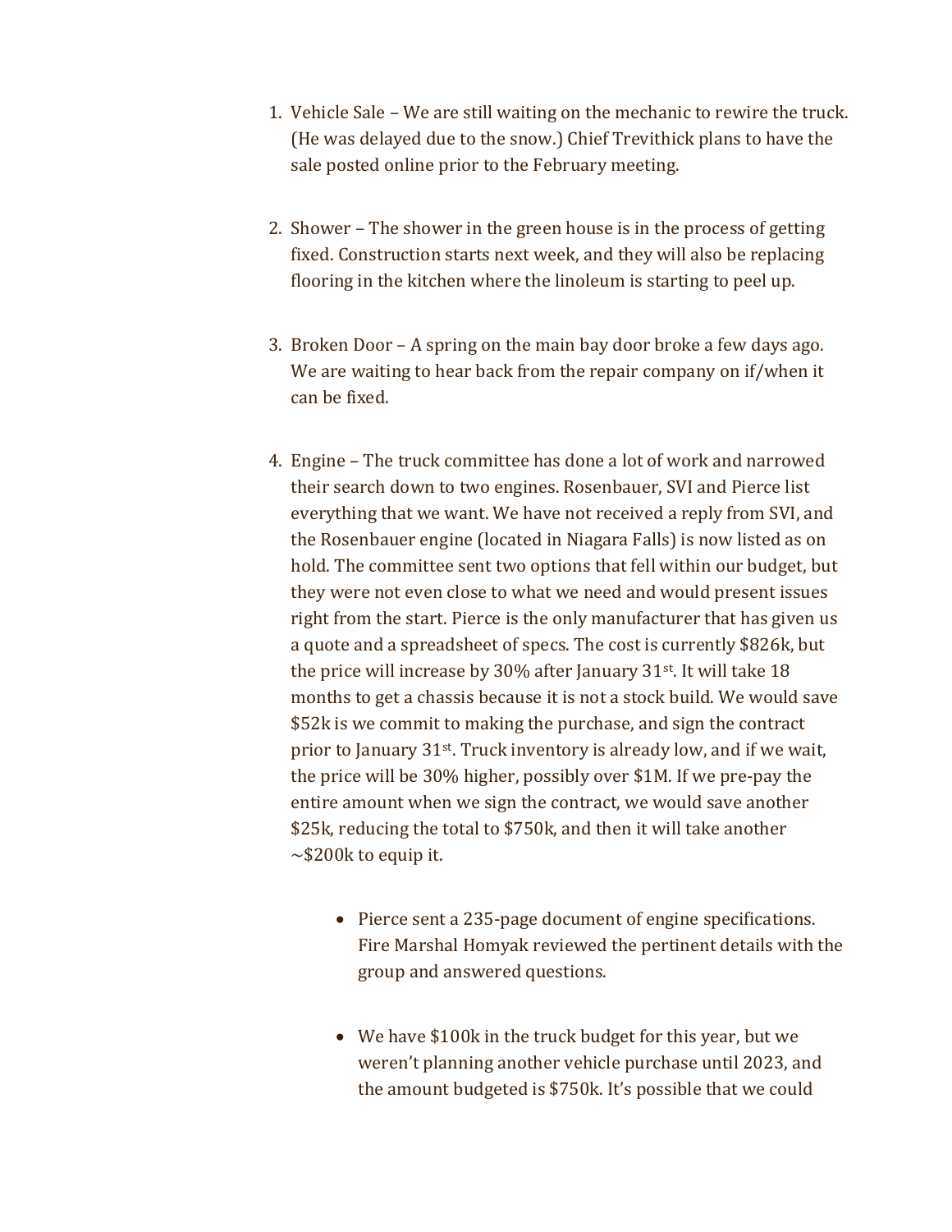1. Vehicle Sale – We are still waiting on the mechanic to rewire the truck. (He was delayed due to the snow.) Chief Trevithick plans to have the sale posted online prior to the February meeting.

2. Shower – The shower in the green house is in the process of getting fixed. Construction starts next week, and they will also be replacing flooring in the kitchen where the linoleum is starting to peel up.

3. Broken Door – A spring on the main bay door broke a few days ago. We are waiting to hear back from the repair company on if/when it can be fixed.

4. Engine – The truck committee has done a lot of work and narrowed their search down to two engines. Rosenbauer, SVI and Pierce list everything that we want. We have not received a reply from SVI, and the Rosenbauer engine (located in Niagara Falls) is now listed as on hold. The committee sent two options that fell within our budget, but they were not even close to what we need and would present issues right from the start. Pierce is the only manufacturer that has given us a quote and a spreadsheet of specs. The cost is currently $826k, but the price will increase by 30% after January 31st. It will take 18 months to get a chassis because it is not a stock build. We would save $52k is we commit to making the purchase, and sign the contract prior to January 31st. Truck inventory is already low, and if we wait, the price will be 30% higher, possibly over $1M. If we pre-pay the entire amount when we sign the contract, we would save another $25k, reducing the total to $750k, and then it will take another ~$200k to equip it.

    - Pierce sent a 235-page document of engine specifications. Fire Marshal Homyak reviewed the pertinent details with the group and answered questions.

    - We have $100k in the truck budget for this year, but we weren't planning another vehicle purchase until 2023, and the amount budgeted is $750k. It's possible that we could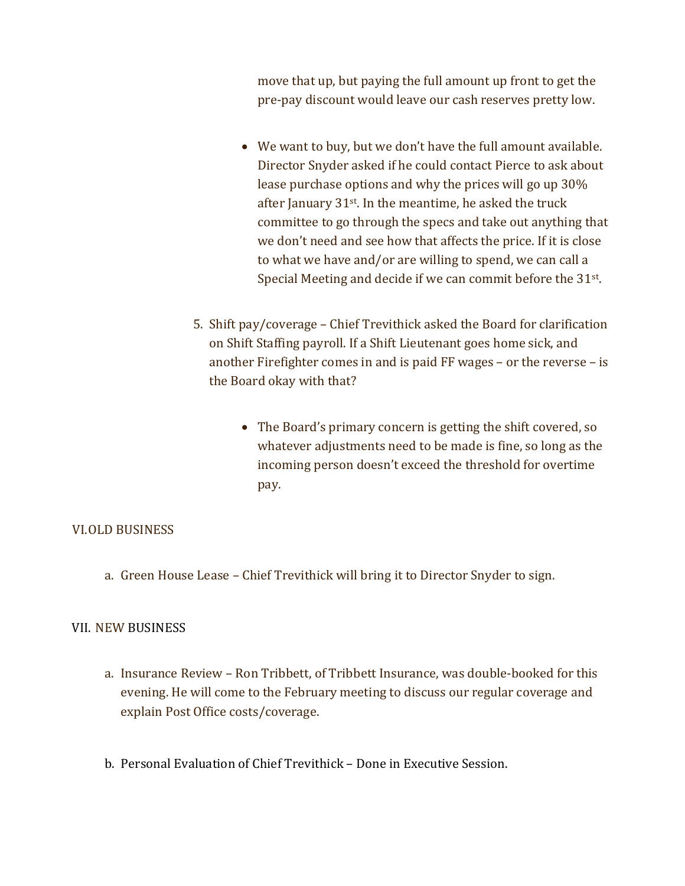move that up, but paying the full amount up front to get the pre-pay discount would leave our cash reserves pretty low.

- We want to buy, but we don't have the full amount available. Director Snyder asked if he could contact Pierce to ask about lease purchase options and why the prices will go up 30% after January 31st. In the meantime, he asked the truck committee to go through the specs and take out anything that we don't need and see how that affects the price. If it is close to what we have and/or are willing to spend, we can call a Special Meeting and decide if we can commit before the 31st.

5. Shift pay/coverage – Chief Trevithick asked the Board for clarification on Shift Staffing payroll. If a Shift Lieutenant goes home sick, and another Firefighter comes in and is paid FF wages – or the reverse – is the Board okay with that?

    - The Board's primary concern is getting the shift covered, so whatever adjustments need to be made is fine, so long as the incoming person doesn't exceed the threshold for overtime pay.

## VI. OLD BUSINESS

a. Green House Lease – Chief Trevithick will bring it to Director Snyder to sign.

## VII. NEW BUSINESS

a. Insurance Review – Ron Tribbett, of Tribbett Insurance, was double-booked for this evening. He will come to the February meeting to discuss our regular coverage and explain Post Office costs/coverage.

b. Personal Evaluation of Chief Trevithick – Done in Executive Session.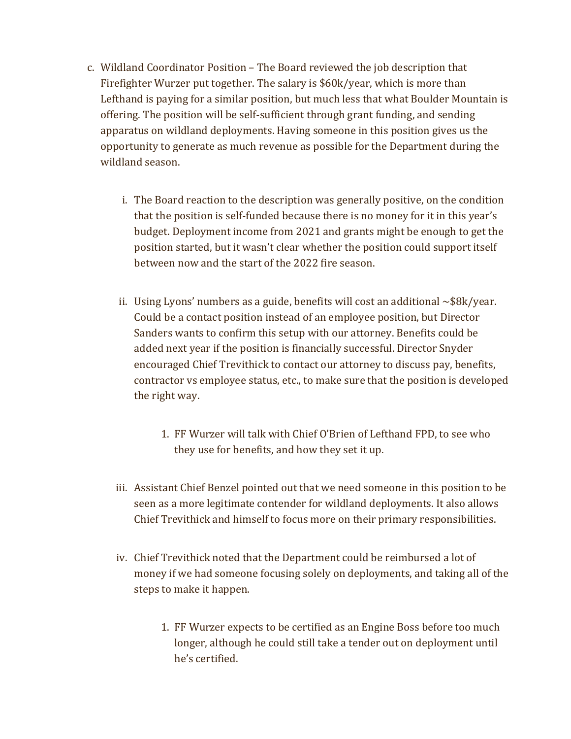c. Wildland Coordinator Position – The Board reviewed the job description that Firefighter Wurzer put together. The salary is $60k/year, which is more than Lefthand is paying for a similar position, but much less that what Boulder Mountain is offering. The position will be self-sufficient through grant funding, and sending apparatus on wildland deployments. Having someone in this position gives us the opportunity to generate as much revenue as possible for the Department during the wildland season.

   i. The Board reaction to the description was generally positive, on the condition that the position is self-funded because there is no money for it in this year's budget. Deployment income from 2021 and grants might be enough to get the position started, but it wasn't clear whether the position could support itself between now and the start of the 2022 fire season.

   ii. Using Lyons' numbers as a guide, benefits will cost an additional ~$8k/year. Could be a contact position instead of an employee position, but Director Sanders wants to confirm this setup with our attorney. Benefits could be added next year if the position is financially successful. Director Snyder encouraged Chief Trevithick to contact our attorney to discuss pay, benefits, contractor vs employee status, etc., to make sure that the position is developed the right way.

      1. FF Wurzer will talk with Chief O'Brien of Lefthand FPD, to see who they use for benefits, and how they set it up.

   iii. Assistant Chief Benzel pointed out that we need someone in this position to be seen as a more legitimate contender for wildland deployments. It also allows Chief Trevithick and himself to focus more on their primary responsibilities.

   iv. Chief Trevithick noted that the Department could be reimbursed a lot of money if we had someone focusing solely on deployments, and taking all of the steps to make it happen.

      1. FF Wurzer expects to be certified as an Engine Boss before too much longer, although he could still take a tender out on deployment until he's certified.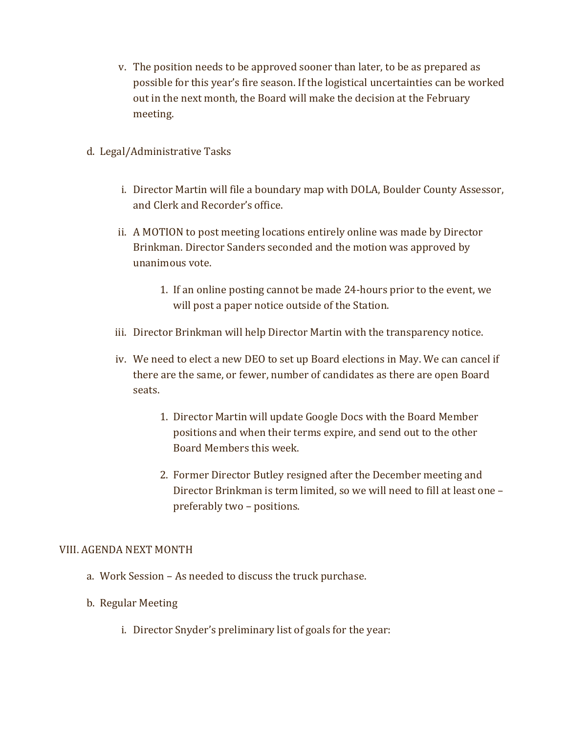v. The position needs to be approved sooner than later, to be as prepared as possible for this year's fire season. If the logistical uncertainties can be worked out in the next month, the Board will make the decision at the February meeting.

d. Legal/Administrative Tasks

i. Director Martin will file a boundary map with DOLA, Boulder County Assessor, and Clerk and Recorder's office.

ii. A MOTION to post meeting locations entirely online was made by Director Brinkman. Director Sanders seconded and the motion was approved by unanimous vote.

1. If an online posting cannot be made 24-hours prior to the event, we will post a paper notice outside of the Station.

iii. Director Brinkman will help Director Martin with the transparency notice.

iv. We need to elect a new DEO to set up Board elections in May. We can cancel if there are the same, or fewer, number of candidates as there are open Board seats.

1. Director Martin will update Google Docs with the Board Member positions and when their terms expire, and send out to the other Board Members this week.

2. Former Director Butley resigned after the December meeting and Director Brinkman is term limited, so we will need to fill at least one – preferably two – positions.

VIII. AGENDA NEXT MONTH

a. Work Session – As needed to discuss the truck purchase.

b. Regular Meeting

i. Director Snyder's preliminary list of goals for the year: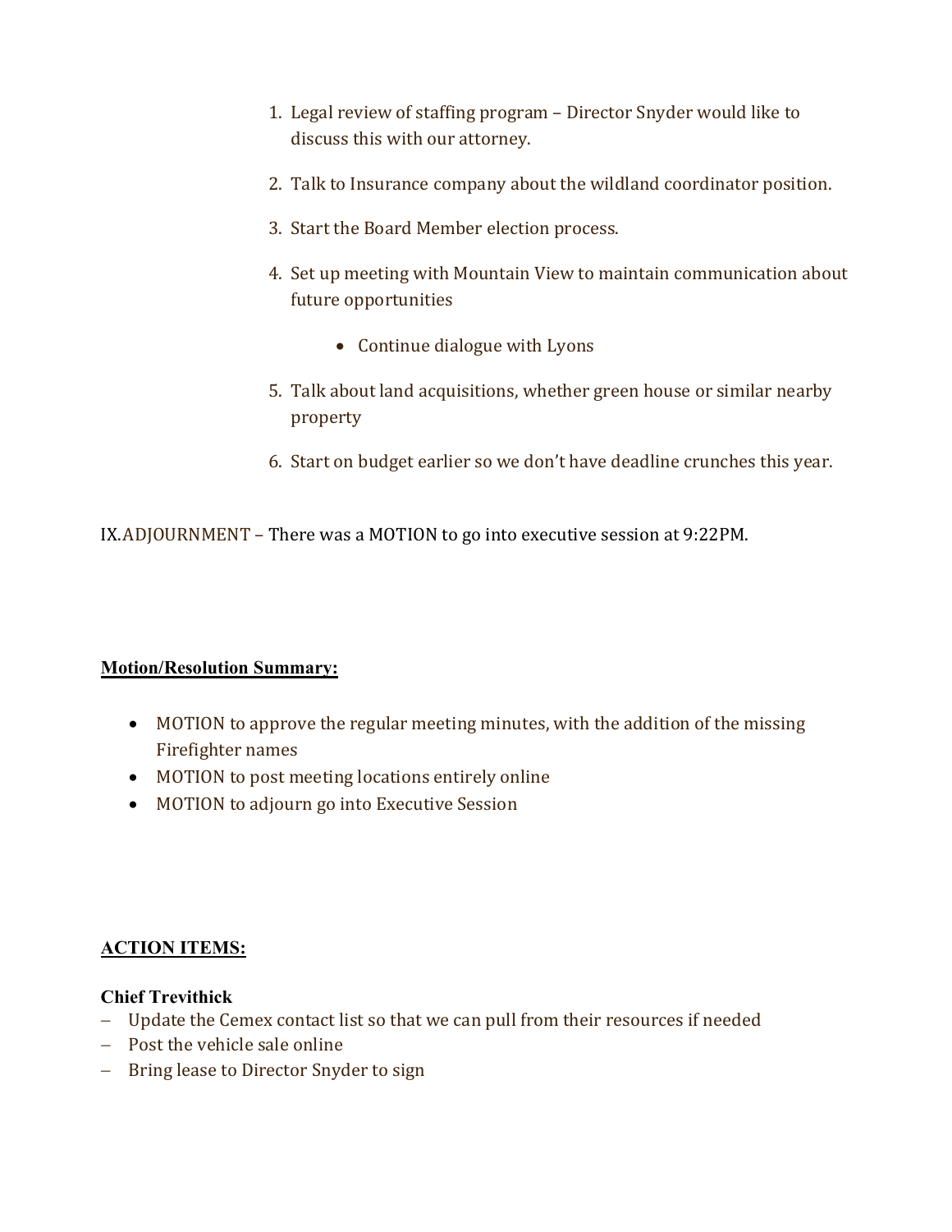1. Legal review of staffing program – Director Snyder would like to discuss this with our attorney.

2. Talk to Insurance company about the wildland coordinator position.

3. Start the Board Member election process.

4. Set up meeting with Mountain View to maintain communication about future opportunities

    - Continue dialogue with Lyons

5. Talk about land acquisitions, whether green house or similar nearby property

6. Start on budget earlier so we don't have deadline crunches this year.

IX. ADJOURNMENT – There was a MOTION to go into executive session at 9:22PM.

**<u>Motion/Resolution Summary:</u>**

- MOTION to approve the regular meeting minutes, with the addition of the missing Firefighter names
- MOTION to post meeting locations entirely online
- MOTION to adjourn go into Executive Session

**<u>ACTION ITEMS:</u>**

**Chief Trevithick**

- Update the Cemex contact list so that we can pull from their resources if needed
- Post the vehicle sale online
- Bring lease to Director Snyder to sign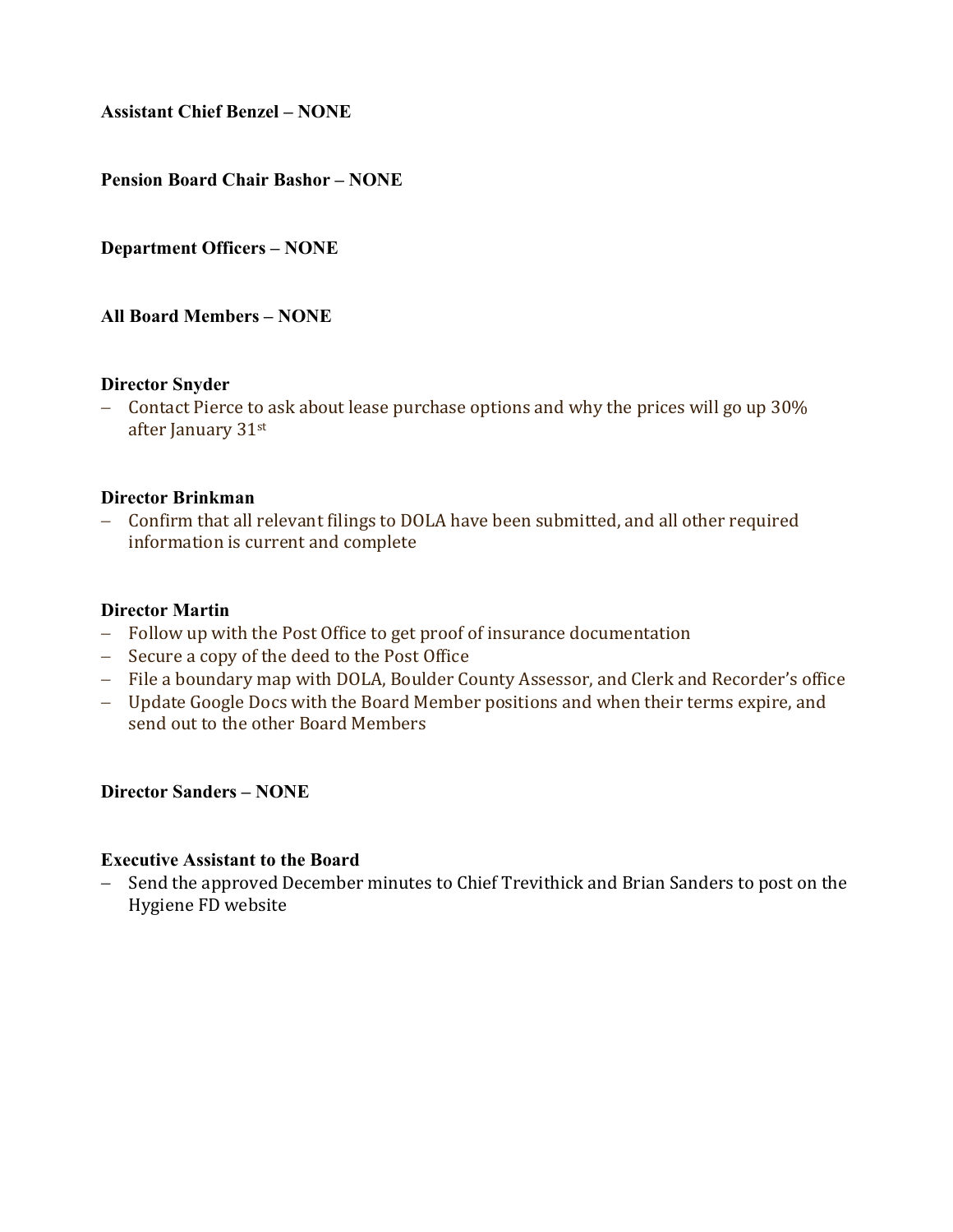**Assistant Chief Benzel – NONE**

**Pension Board Chair Bashor – NONE**

**Department Officers – NONE**

**All Board Members – NONE**

**Director Snyder**

- Contact Pierce to ask about lease purchase options and why the prices will go up 30% after January 31st

**Director Brinkman**

- Confirm that all relevant filings to DOLA have been submitted, and all other required information is current and complete

**Director Martin**

- Follow up with the Post Office to get proof of insurance documentation
- Secure a copy of the deed to the Post Office
- File a boundary map with DOLA, Boulder County Assessor, and Clerk and Recorder's office
- Update Google Docs with the Board Member positions and when their terms expire, and send out to the other Board Members

**Director Sanders – NONE**

**Executive Assistant to the Board**

- Send the approved December minutes to Chief Trevithick and Brian Sanders to post on the Hygiene FD website